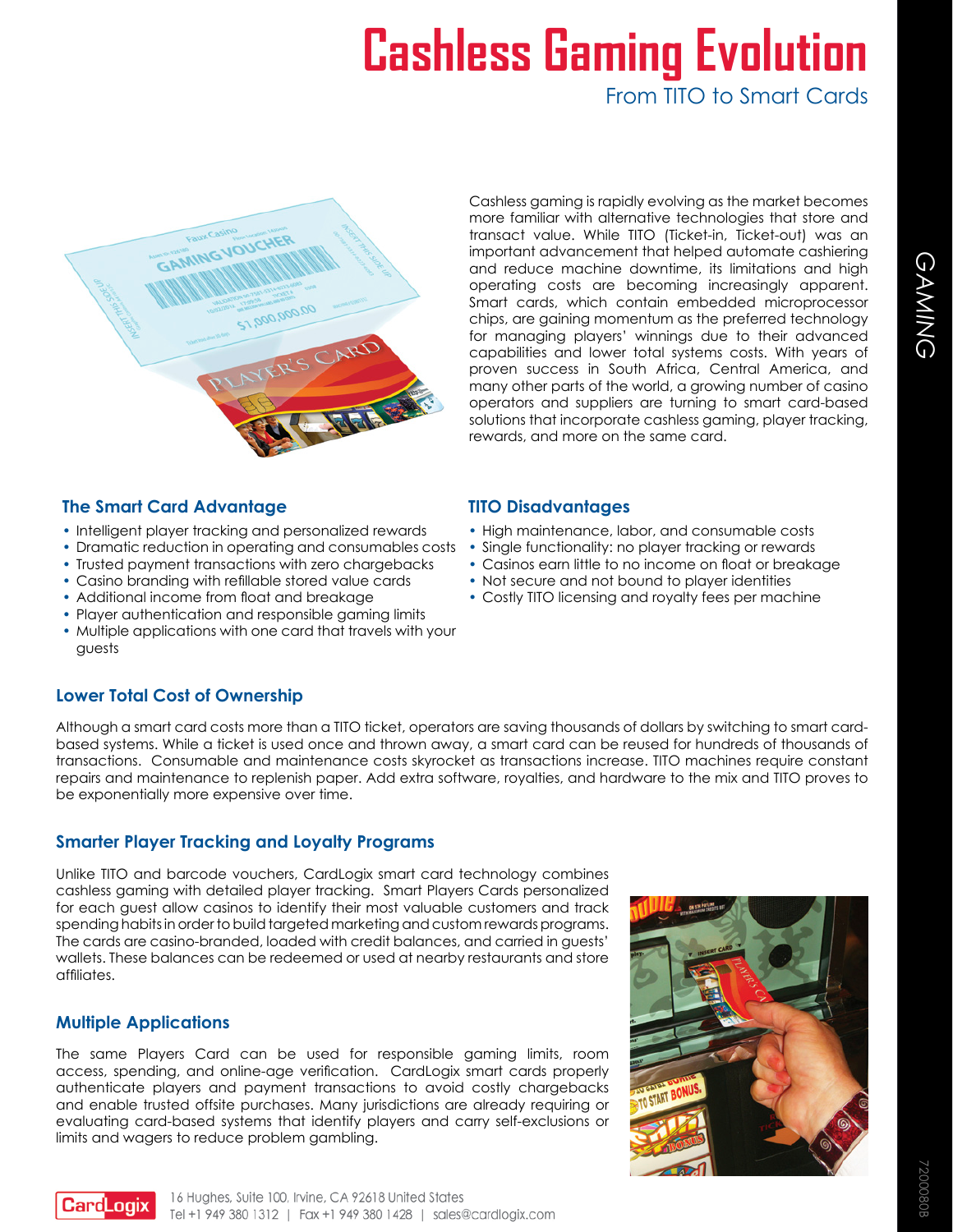# Cashless Gaming Evolution

## From TITO to Smart Cards

Cashless gaming is rapidly evolving as the market becomes more familiar with alternative technologies that store and transact value. While TITO (Ticket-in, Ticket-out) was an important advancement that helped automate cashiering and reduce machine downtime, its limitations and high operating costs are becoming increasingly apparent. Smart cards, which contain embedded microprocessor chips, are gaining momentum as the preferred technology for managing players' winnings due to their advanced capabilities and lower total systems costs. With years of proven success in South Africa, Central America, and many other parts of the world, a growing number of casino operators and suppliers are turning to smart card-based solutions that incorporate cashless gaming, player tracking, rewards, and more on the same card.

### The Smart Card Advantage

- Intelligent player tracking and personalized rewards
- Dramatic reduction in operating and consumables costs
- Trusted payment transactions with zero chargebacks
- Casino branding with refillable stored value cards
- Additional income from float and breakage
- Player authentication and responsible gaming limits
- Multiple applications with one card that travels with your guests

### TITO Disadvantages

- High maintenance, labor, and consumable costs
- Single functionality: no player tracking or rewards
- Casinos earn little to no income on float or breakage
- Not secure and not bound to player identities
- Costly TITO licensing and royalty fees per machine

### Lower Total Cost of Ownership

Although a smart card costs more than a TITO ticket, operators are saving thousands of dollars by switching to smart card-based systems. While a ticket is used once and thrown away, a smart card can be reused for hundreds of thousands of transactions. Consumable and maintenance costs skyrocket as transactions increase. TITO machines require constant repairs and maintenance to replenish paper. Add extra software, royalties, and hardware to the mix and TITO proves to be exponentially more expensive over time.

### Smarter Player Tracking and Loyalty Programs

Unlike TITO and barcode vouchers, CardLogix smart card technology combines cashless gaming with detailed player tracking. Smart Players Cards personalized for each guest allow casinos to identify their most valuable customers and track spending habits in order to build targeted marketing and custom rewards programs. The cards are casino-branded, loaded with credit balances, and carried in guests' wallets. These balances can be redeemed or used at nearby restaurants and store affiliates.

### Multiple Applications

The same Players Card can be used for responsible gaming limits, room access, spending, and online-age verification. CardLogix smart cards properly authenticate players and payment transactions to avoid costly chargebacks and enable trusted offsite purchases. Many jurisdictions are already requiring or evaluating card-based systems that identify players and carry self-exclusions or limits and wagers to reduce problem gambling.

CardLogix
16 Hughes, Suite 100, Irvine, CA 92618 United States
Tel +1 949 380 1312 | Fax +1 949 380 1428 | sales@cardlogix.com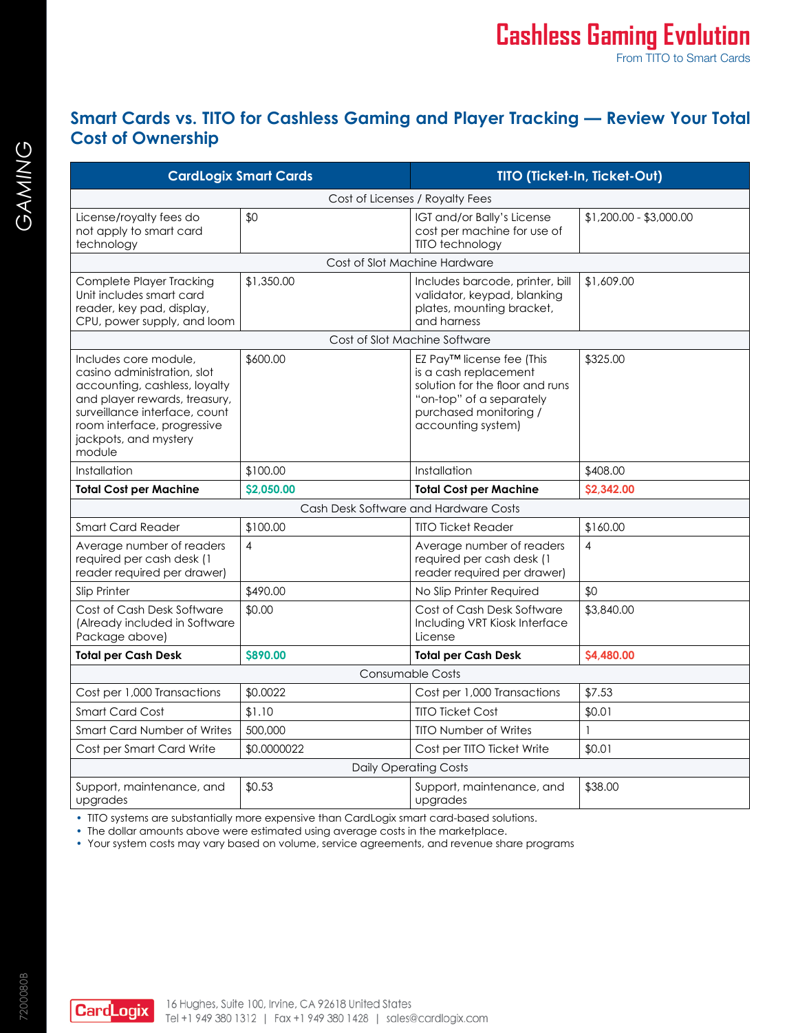## Smart Cards vs. TITO for Cashless Gaming and Player Tracking — Review Your Total Cost of Ownership

| CardLogix Smart Cards | | TITO (Ticket-In, Ticket-Out) | |
|---|---|---|---|
| Cost of Licenses / Royalty Fees | | | |
| License/royalty fees do not apply to smart card technology | $0 | IGT and/or Bally's License cost per machine for use of TITO technology | $1,200.00 - $3,000.00 |
| Cost of Slot Machine Hardware | | | |
| Complete Player Tracking Unit includes smart card reader, key pad, display, CPU, power supply, and loom | $1,350.00 | Includes barcode, printer, bill validator, keypad, blanking plates, mounting bracket, and harness | $1,609.00 |
| Cost of Slot Machine Software | | | |
| Includes core module, casino administration, slot accounting, cashless, loyalty and player rewards, treasury, surveillance interface, count room interface, progressive jackpots, and mystery module | $600.00 | EZ Pay™ license fee (This is a cash replacement solution for the floor and runs "on-top" of a separately purchased monitoring / accounting system) | $325.00 |
| Installation | $100.00 | Installation | $408.00 |
| **Total Cost per Machine** | **$2,050.00** | **Total Cost per Machine** | **$2,342.00** |
| Cash Desk Software and Hardware Costs | | | |
| Smart Card Reader | $100.00 | TITO Ticket Reader | $160.00 |
| Average number of readers required per cash desk (1 reader required per drawer) | 4 | Average number of readers required per cash desk (1 reader required per drawer) | 4 |
| Slip Printer | $490.00 | No Slip Printer Required | $0 |
| Cost of Cash Desk Software (Already included in Software Package above) | $0.00 | Cost of Cash Desk Software Including VRT Kiosk Interface License | $3,840.00 |
| **Total per Cash Desk** | **$890.00** | **Total per Cash Desk** | **$4,480.00** |
| Consumable Costs | | | |
| Cost per 1,000 Transactions | $0.0022 | Cost per 1,000 Transactions | $7.53 |
| Smart Card Cost | $1.10 | TITO Ticket Cost | $0.01 |
| Smart Card Number of Writes | 500,000 | TITO Number of Writes | 1 |
| Cost per Smart Card Write | $0.0000022 | Cost per TITO Ticket Write | $0.01 |
| Daily Operating Costs | | | |
| Support, maintenance, and upgrades | $0.53 | Support, maintenance, and upgrades | $38.00 |

- TITO systems are substantially more expensive than CardLogix smart card-based solutions.
- The dollar amounts above were estimated using average costs in the marketplace.
- Your system costs may vary based on volume, service agreements, and revenue share programs

CardLogix

16 Hughes, Suite 100, Irvine, CA 92618 United States
Tel +1 949 380 1312 | Fax +1 949 380 1428 | sales@cardlogix.com